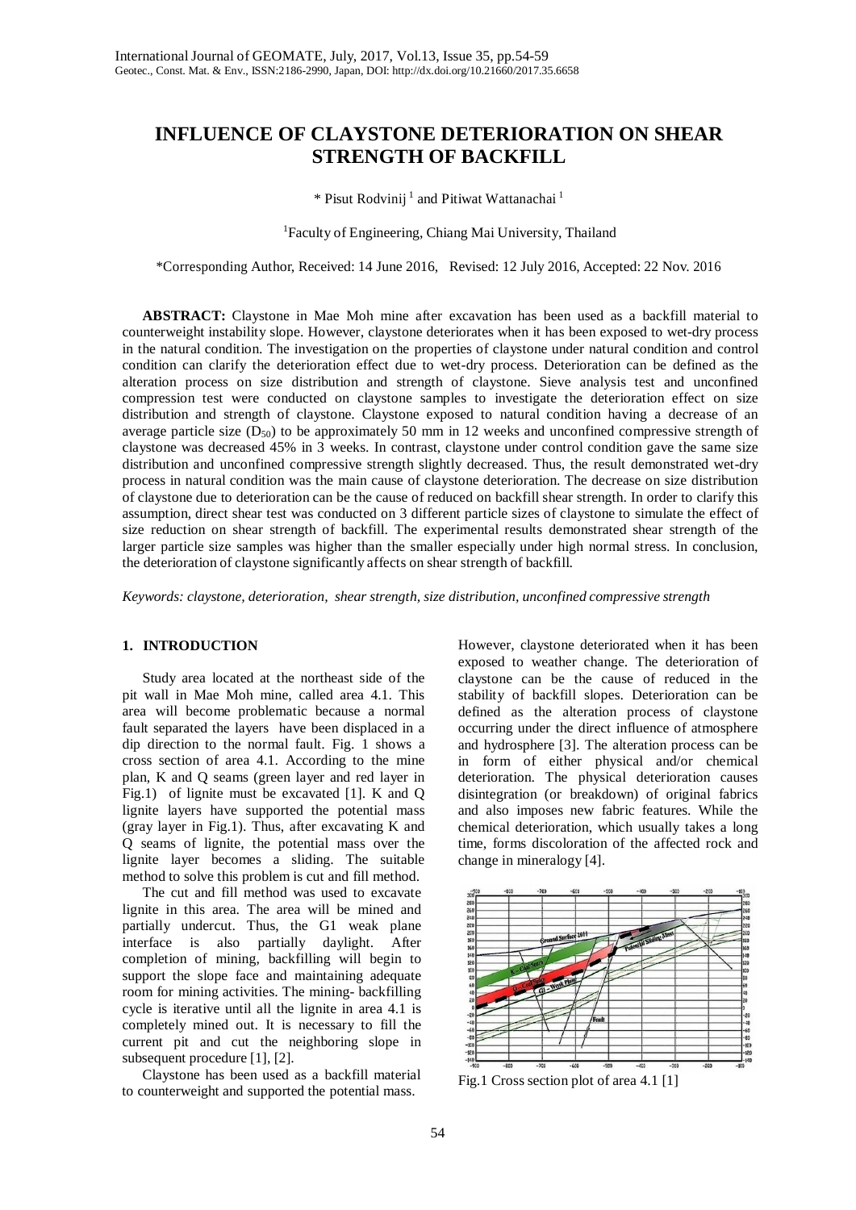# INFLUENCE OF CLAYSTONE DETERIORATION ON SHEAR STRENGTH OF BACKFILL

\* Pisut Rodvinij [1] and Pitiwat Wattanachai [1]

[1]Faculty of Engineering, Chiang Mai University, Thailand

\*Corresponding Author, Received: 14 June 2016, Revised: 12 July 2016, Accepted: 22 Nov. 2016

**ABSTRACT:** Claystone in Mae Moh mine after excavation has been used as a backfill material to counterweight instability slope. However, claystone deteriorates when it has been exposed to wet-dry process in the natural condition. The investigation on the properties of claystone under natural condition and control condition can clarify the deterioration effect due to wet-dry process. Deterioration can be defined as the alteration process on size distribution and strength of claystone. Sieve analysis test and unconfined compression test were conducted on claystone samples to investigate the deterioration effect on size distribution and strength of claystone. Claystone exposed to natural condition having a decrease of an average particle size ($D_{50}$) to be approximately 50 mm in 12 weeks and unconfined compressive strength of claystone was decreased 45% in 3 weeks. In contrast, claystone under control condition gave the same size distribution and unconfined compressive strength slightly decreased. Thus, the result demonstrated wet-dry process in natural condition was the main cause of claystone deterioration. The decrease on size distribution of claystone due to deterioration can be the cause of reduced on backfill shear strength. In order to clarify this assumption, direct shear test was conducted on 3 different particle sizes of claystone to simulate the effect of size reduction on shear strength of backfill. The experimental results demonstrated shear strength of the larger particle size samples was higher than the smaller especially under high normal stress. In conclusion, the deterioration of claystone significantly affects on shear strength of backfill.

*Keywords: claystone, deterioration, shear strength, size distribution, unconfined compressive strength*

## 1. INTRODUCTION

Study area located at the northeast side of the pit wall in Mae Moh mine, called area 4.1. This area will become problematic because a normal fault separated the layers have been displaced in a dip direction to the normal fault. Fig. 1 shows a cross section of area 4.1. According to the mine plan, K and Q seams (green layer and red layer in Fig.1) of lignite must be excavated [1]. K and Q lignite layers have supported the potential mass (gray layer in Fig.1). Thus, after excavating K and Q seams of lignite, the potential mass over the lignite layer becomes a sliding. The suitable method to solve this problem is cut and fill method.

The cut and fill method was used to excavate lignite in this area. The area will be mined and partially undercut. Thus, the G1 weak plane interface is also partially daylight. After completion of mining, backfilling will begin to support the slope face and maintaining adequate room for mining activities. The mining- backfilling cycle is iterative until all the lignite in area 4.1 is completely mined out. It is necessary to fill the current pit and cut the neighboring slope in subsequent procedure [1], [2].

Claystone has been used as a backfill material to counterweight and supported the potential mass. However, claystone deteriorated when it has been exposed to weather change. The deterioration of claystone can be the cause of reduced in the stability of backfill slopes. Deterioration can be defined as the alteration process of claystone occurring under the direct influence of atmosphere and hydrosphere [3]. The alteration process can be in form of either physical and/or chemical deterioration. The physical deterioration causes disintegration (or breakdown) of original fabrics and also imposes new fabric features. While the chemical deterioration, which usually takes a long time, forms discoloration of the affected rock and change in mineralogy [4].

Fig.1 Cross section plot of area 4.1 [1]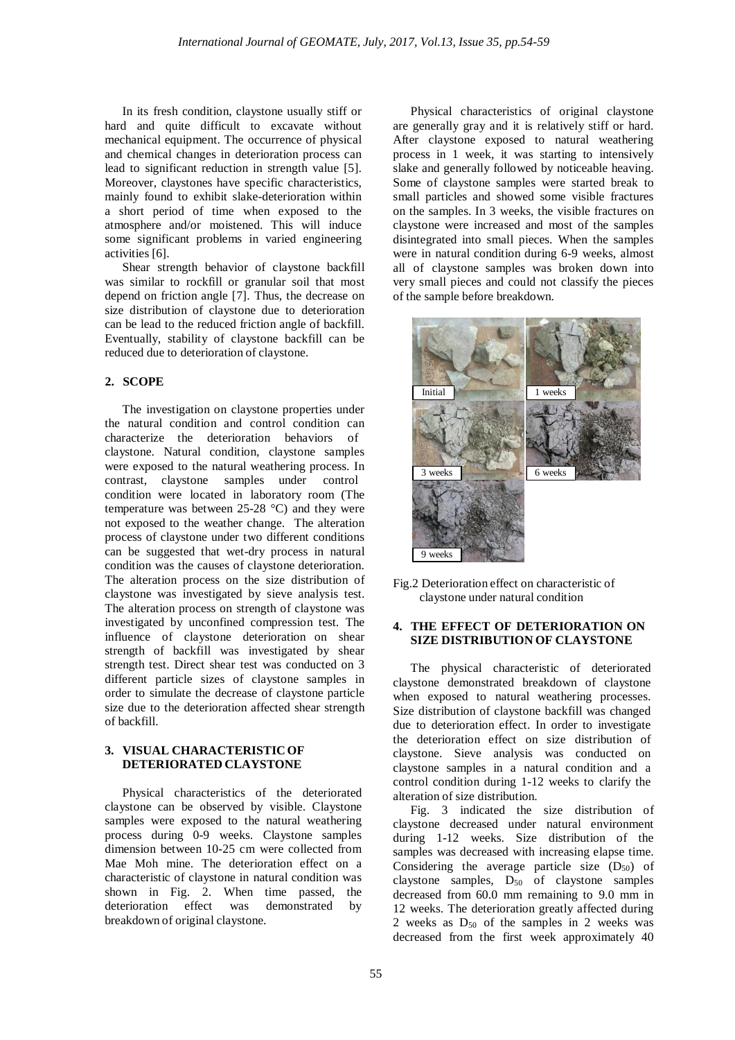In its fresh condition, claystone usually stiff or hard and quite difficult to excavate without mechanical equipment. The occurrence of physical and chemical changes in deterioration process can lead to significant reduction in strength value [5]. Moreover, claystones have specific characteristics, mainly found to exhibit slake-deterioration within a short period of time when exposed to the atmosphere and/or moistened. This will induce some significant problems in varied engineering activities [6].

Shear strength behavior of claystone backfill was similar to rockfill or granular soil that most depend on friction angle [7]. Thus, the decrease on size distribution of claystone due to deterioration can be lead to the reduced friction angle of backfill. Eventually, stability of claystone backfill can be reduced due to deterioration of claystone.

## 2. SCOPE

The investigation on claystone properties under the natural condition and control condition can characterize the deterioration behaviors of claystone. Natural condition, claystone samples were exposed to the natural weathering process. In contrast, claystone samples under control condition were located in laboratory room (The temperature was between 25-28 °C) and they were not exposed to the weather change. The alteration process of claystone under two different conditions can be suggested that wet-dry process in natural condition was the causes of claystone deterioration. The alteration process on the size distribution of claystone was investigated by sieve analysis test. The alteration process on strength of claystone was investigated by unconfined compression test. The influence of claystone deterioration on shear strength of backfill was investigated by shear strength test. Direct shear test was conducted on 3 different particle sizes of claystone samples in order to simulate the decrease of claystone particle size due to the deterioration affected shear strength of backfill.

## 3. VISUAL CHARACTERISTIC OF DETERIORATED CLAYSTONE

Physical characteristics of the deteriorated claystone can be observed by visible. Claystone samples were exposed to the natural weathering process during 0-9 weeks. Claystone samples dimension between 10-25 cm were collected from Mae Moh mine. The deterioration effect on a characteristic of claystone in natural condition was shown in Fig. 2. When time passed, the deterioration effect was demonstrated by breakdown of original claystone.

Physical characteristics of original claystone are generally gray and it is relatively stiff or hard. After claystone exposed to natural weathering process in 1 week, it was starting to intensively slake and generally followed by noticeable heaving. Some of claystone samples were started break to small particles and showed some visible fractures on the samples. In 3 weeks, the visible fractures on claystone were increased and most of the samples disintegrated into small pieces. When the samples were in natural condition during 6-9 weeks, almost all of claystone samples was broken down into very small pieces and could not classify the pieces of the sample before breakdown.

Fig.2 Deterioration effect on characteristic of claystone under natural condition

## 4. THE EFFECT OF DETERIORATION ON SIZE DISTRIBUTION OF CLAYSTONE

The physical characteristic of deteriorated claystone demonstrated breakdown of claystone when exposed to natural weathering processes. Size distribution of claystone backfill was changed due to deterioration effect. In order to investigate the deterioration effect on size distribution of claystone. Sieve analysis was conducted on claystone samples in a natural condition and a control condition during 1-12 weeks to clarify the alteration of size distribution.

Fig. 3 indicated the size distribution of claystone decreased under natural environment during 1-12 weeks. Size distribution of the samples was decreased with increasing elapse time. Considering the average particle size ($D_{50}$) of claystone samples, $D_{50}$ of claystone samples decreased from 60.0 mm remaining to 9.0 mm in 12 weeks. The deterioration greatly affected during 2 weeks as $D_{50}$ of the samples in 2 weeks was decreased from the first week approximately 40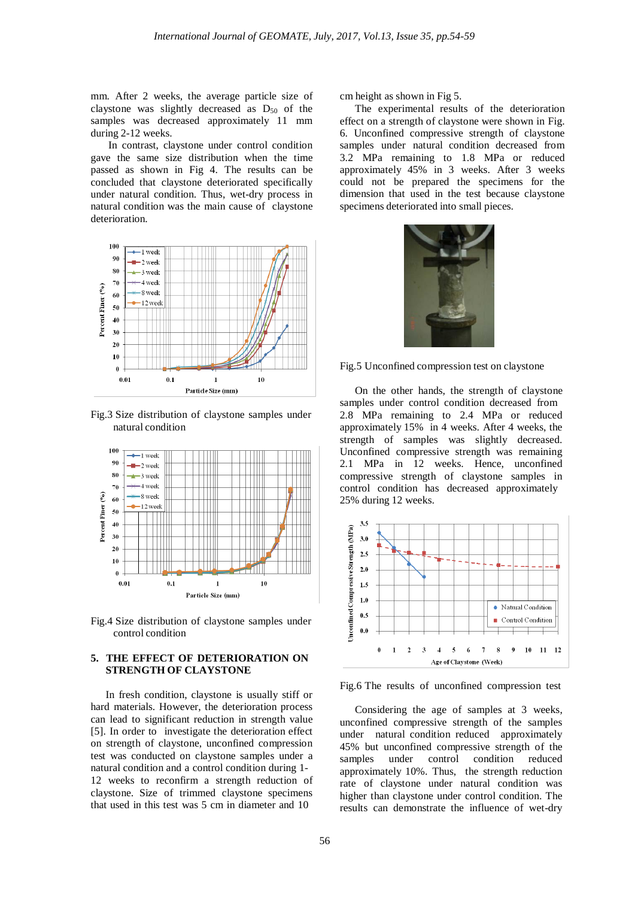mm. After 2 weeks, the average particle size of claystone was slightly decreased as $D_{50}$ of the samples was decreased approximately 11 mm during 2-12 weeks.

In contrast, claystone under control condition gave the same size distribution when the time passed as shown in Fig 4. The results can be concluded that claystone deteriorated specifically under natural condition. Thus, wet-dry process in natural condition was the main cause of claystone deterioration.

Fig.3 Size distribution of claystone samples under natural condition

Fig.4 Size distribution of claystone samples under control condition

## 5. THE EFFECT OF DETERIORATION ON STRENGTH OF CLAYSTONE

In fresh condition, claystone is usually stiff or hard materials. However, the deterioration process can lead to significant reduction in strength value [5]. In order to investigate the deterioration effect on strength of claystone, unconfined compression test was conducted on claystone samples under a natural condition and a control condition during 1-12 weeks to reconfirm a strength reduction of claystone. Size of trimmed claystone specimens that used in this test was 5 cm in diameter and 10 cm height as shown in Fig 5.

The experimental results of the deterioration effect on a strength of claystone were shown in Fig. 6. Unconfined compressive strength of claystone samples under natural condition decreased from 3.2 MPa remaining to 1.8 MPa or reduced approximately 45% in 3 weeks. After 3 weeks could not be prepared the specimens for the dimension that used in the test because claystone specimens deteriorated into small pieces.

Fig.5 Unconfined compression test on claystone

On the other hands, the strength of claystone samples under control condition decreased from 2.8 MPa remaining to 2.4 MPa or reduced approximately 15% in 4 weeks. After 4 weeks, the strength of samples was slightly decreased. Unconfined compressive strength was remaining 2.1 MPa in 12 weeks. Hence, unconfined compressive strength of claystone samples in control condition has decreased approximately 25% during 12 weeks.

Fig.6 The results of unconfined compression test

Considering the age of samples at 3 weeks, unconfined compressive strength of the samples under natural condition reduced approximately 45% but unconfined compressive strength of the samples under control condition reduced approximately 10%. Thus, the strength reduction rate of claystone under natural condition was higher than claystone under control condition. The results can demonstrate the influence of wet-dry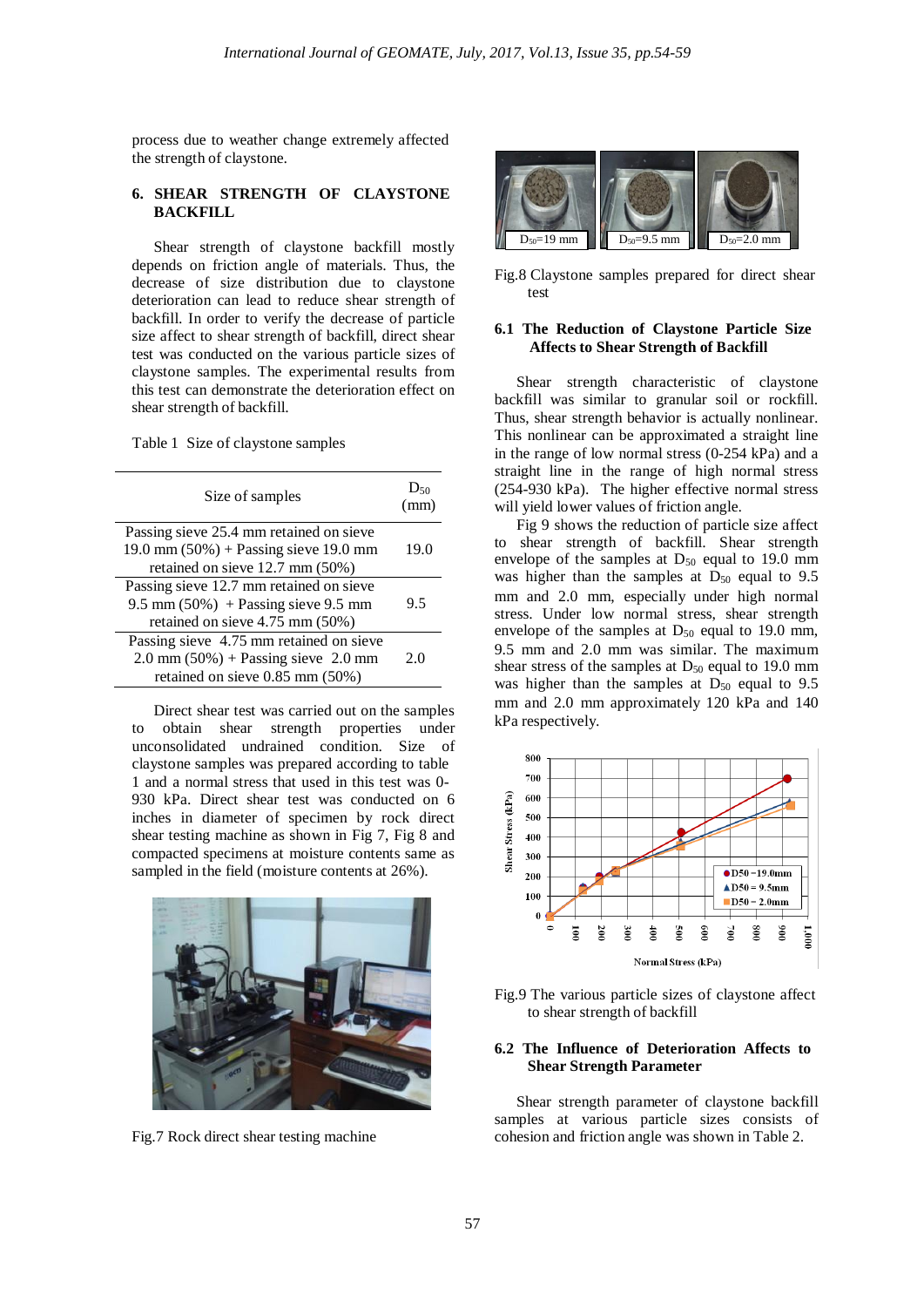process due to weather change extremely affected the strength of claystone.

## 6. SHEAR STRENGTH OF CLAYSTONE BACKFILL

Shear strength of claystone backfill mostly depends on friction angle of materials. Thus, the decrease of size distribution due to claystone deterioration can lead to reduce shear strength of backfill. In order to verify the decrease of particle size affect to shear strength of backfill, direct shear test was conducted on the various particle sizes of claystone samples. The experimental results from this test can demonstrate the deterioration effect on shear strength of backfill.

Table 1 Size of claystone samples

| Size of samples | $D_{50}$ (mm) |
|---|---|
| Passing sieve 25.4 mm retained on sieve 19.0 mm (50%) + Passing sieve 19.0 mm retained on sieve 12.7 mm (50%) | 19.0 |
| Passing sieve 12.7 mm retained on sieve 9.5 mm (50%) + Passing sieve 9.5 mm retained on sieve 4.75 mm (50%) | 9.5 |
| Passing sieve 4.75 mm retained on sieve 2.0 mm (50%) + Passing sieve 2.0 mm retained on sieve 0.85 mm (50%) | 2.0 |

Direct shear test was carried out on the samples to obtain shear strength properties under unconsolidated undrained condition. Size of claystone samples was prepared according to table 1 and a normal stress that used in this test was 0-930 kPa. Direct shear test was conducted on 6 inches in diameter of specimen by rock direct shear testing machine as shown in Fig 7, Fig 8 and compacted specimens at moisture contents same as sampled in the field (moisture contents at 26%).

Fig.7 Rock direct shear testing machine

Fig.8 Claystone samples prepared for direct shear test

### 6.1 The Reduction of Claystone Particle Size Affects to Shear Strength of Backfill

Shear strength characteristic of claystone backfill was similar to granular soil or rockfill. Thus, shear strength behavior is actually nonlinear. This nonlinear can be approximated a straight line in the range of low normal stress (0-254 kPa) and a straight line in the range of high normal stress (254-930 kPa). The higher effective normal stress will yield lower values of friction angle.

Fig 9 shows the reduction of particle size affect to shear strength of backfill. Shear strength envelope of the samples at $D_{50}$ equal to 19.0 mm was higher than the samples at $D_{50}$ equal to 9.5 mm and 2.0 mm, especially under high normal stress. Under low normal stress, shear strength envelope of the samples at $D_{50}$ equal to 19.0 mm, 9.5 mm and 2.0 mm was similar. The maximum shear stress of the samples at $D_{50}$ equal to 19.0 mm was higher than the samples at $D_{50}$ equal to 9.5 mm and 2.0 mm approximately 120 kPa and 140 kPa respectively.

Fig.9 The various particle sizes of claystone affect to shear strength of backfill

### 6.2 The Influence of Deterioration Affects to Shear Strength Parameter

Shear strength parameter of claystone backfill samples at various particle sizes consists of cohesion and friction angle was shown in Table 2.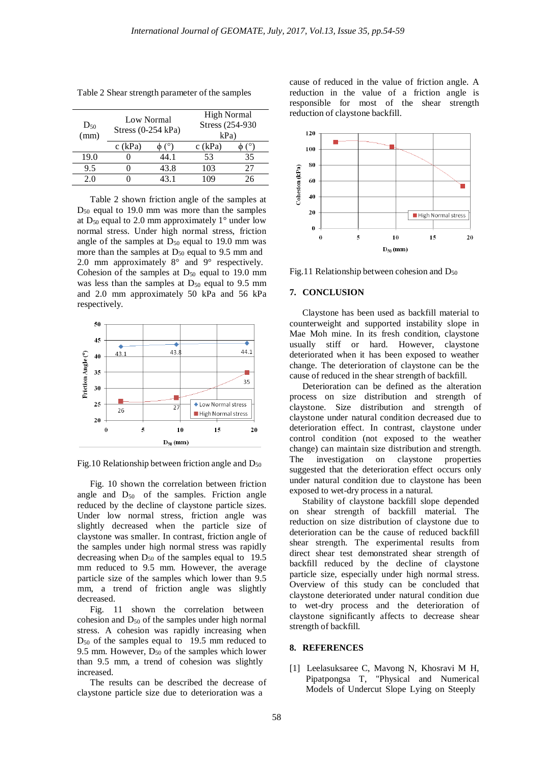Table 2 Shear strength parameter of the samples

| $D_{50}$ (mm) | Low Normal Stress (0-254 kPa) | | High Normal Stress (254-930 kPa) | |
|---|---|---|---|---|
| | c (kPa) | ϕ (°) | c (kPa) | ϕ (°) |
| 19.0 | 0 | 44.1 | 53 | 35 |
| 9.5 | 0 | 43.8 | 103 | 27 |
| 2.0 | 0 | 43.1 | 109 | 26 |

Table 2 shown friction angle of the samples at $D_{50}$ equal to 19.0 mm was more than the samples at $D_{50}$ equal to 2.0 mm approximately 1° under low normal stress. Under high normal stress, friction angle of the samples at $D_{50}$ equal to 19.0 mm was more than the samples at $D_{50}$ equal to 9.5 mm and 2.0 mm approximately 8° and 9° respectively. Cohesion of the samples at $D_{50}$ equal to 19.0 mm was less than the samples at $D_{50}$ equal to 9.5 mm and 2.0 mm approximately 50 kPa and 56 kPa respectively.

Fig.10 Relationship between friction angle and $D_{50}$

Fig. 10 shown the correlation between friction angle and $D_{50}$ of the samples. Friction angle reduced by the decline of claystone particle sizes. Under low normal stress, friction angle was slightly decreased when the particle size of claystone was smaller. In contrast, friction angle of the samples under high normal stress was rapidly decreasing when $D_{50}$ of the samples equal to 19.5 mm reduced to 9.5 mm. However, the average particle size of the samples which lower than 9.5 mm, a trend of friction angle was slightly decreased.

Fig. 11 shown the correlation between cohesion and $D_{50}$ of the samples under high normal stress. A cohesion was rapidly increasing when $D_{50}$ of the samples equal to 19.5 mm reduced to 9.5 mm. However, $D_{50}$ of the samples which lower than 9.5 mm, a trend of cohesion was slightly increased.

The results can be described the decrease of claystone particle size due to deterioration was a cause of reduced in the value of friction angle. A reduction in the value of a friction angle is responsible for most of the shear strength reduction of claystone backfill.

Fig.11 Relationship between cohesion and $D_{50}$

## 7. CONCLUSION

Claystone has been used as backfill material to counterweight and supported instability slope in Mae Moh mine. In its fresh condition, claystone usually stiff or hard. However, claystone deteriorated when it has been exposed to weather change. The deterioration of claystone can be the cause of reduced in the shear strength of backfill.

Deterioration can be defined as the alteration process on size distribution and strength of claystone. Size distribution and strength of claystone under natural condition decreased due to deterioration effect. In contrast, claystone under control condition (not exposed to the weather change) can maintain size distribution and strength. The investigation on claystone properties suggested that the deterioration effect occurs only under natural condition due to claystone has been exposed to wet-dry process in a natural.

Stability of claystone backfill slope depended on shear strength of backfill material. The reduction on size distribution of claystone due to deterioration can be the cause of reduced backfill shear strength. The experimental results from direct shear test demonstrated shear strength of backfill reduced by the decline of claystone particle size, especially under high normal stress. Overview of this study can be concluded that claystone deteriorated under natural condition due to wet-dry process and the deterioration of claystone significantly affects to decrease shear strength of backfill.

## 8. REFERENCES

[1] Leelasuksaree C, Mavong N, Khosravi M H, Pipatpongsa T, "Physical and Numerical Models of Undercut Slope Lying on Steeply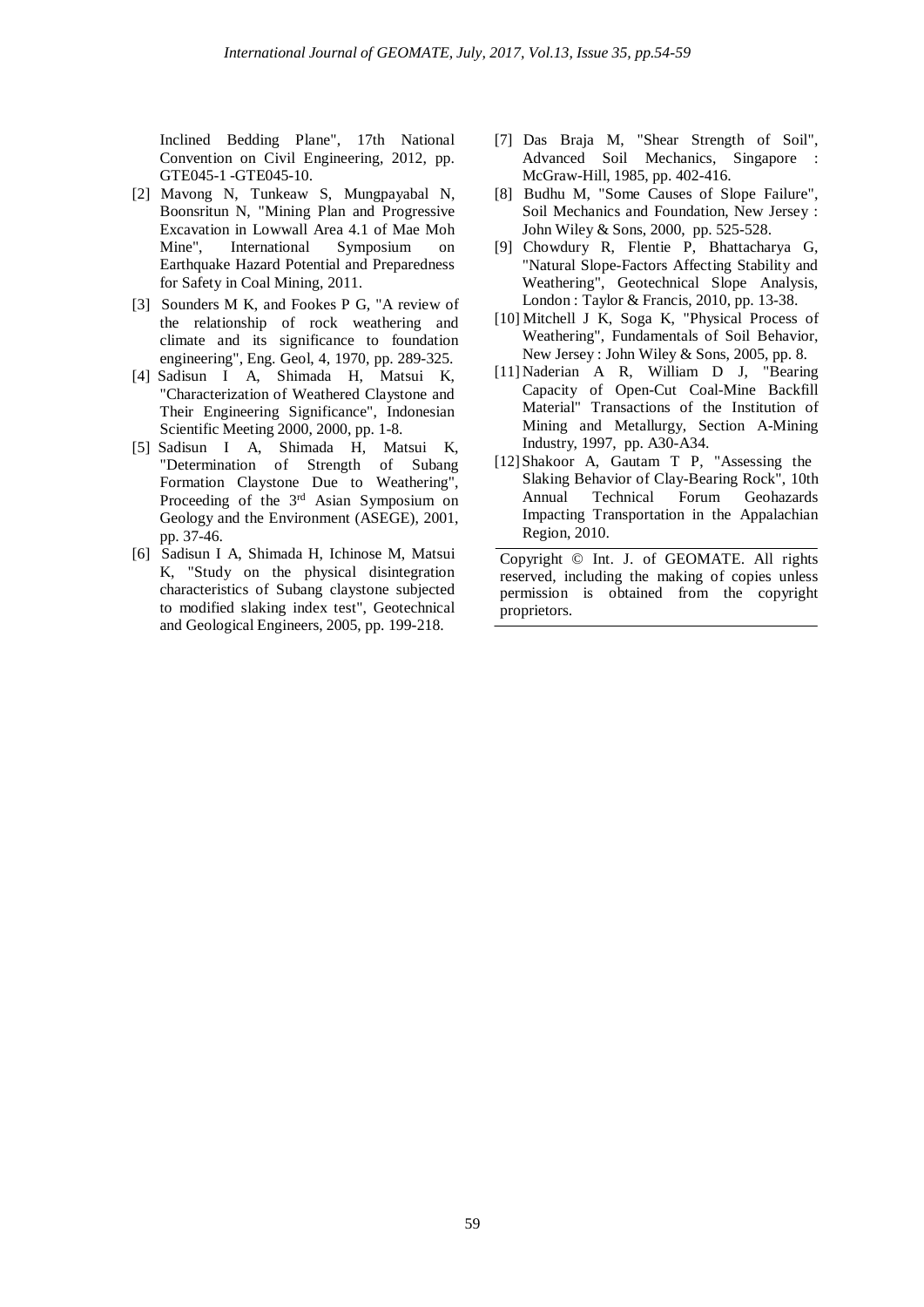Inclined Bedding Plane", 17th National Convention on Civil Engineering, 2012, pp. GTE045-1 -GTE045-10.

[2] Mavong N, Tunkeaw S, Mungpayabal N, Boonsritun N, "Mining Plan and Progressive Excavation in Lowwall Area 4.1 of Mae Moh Mine", International Symposium on Earthquake Hazard Potential and Preparedness for Safety in Coal Mining, 2011.

[3] Sounders M K, and Fookes P G, "A review of the relationship of rock weathering and climate and its significance to foundation engineering", Eng. Geol, 4, 1970, pp. 289-325.

[4] Sadisun I A, Shimada H, Matsui K, "Characterization of Weathered Claystone and Their Engineering Significance", Indonesian Scientific Meeting 2000, 2000, pp. 1-8.

[5] Sadisun I A, Shimada H, Matsui K, "Determination of Strength of Subang Formation Claystone Due to Weathering", Proceeding of the 3rd Asian Symposium on Geology and the Environment (ASEGE), 2001, pp. 37-46.

[6] Sadisun I A, Shimada H, Ichinose M, Matsui K, "Study on the physical disintegration characteristics of Subang claystone subjected to modified slaking index test", Geotechnical and Geological Engineers, 2005, pp. 199-218.

[7] Das Braja M, "Shear Strength of Soil", Advanced Soil Mechanics, Singapore : McGraw-Hill, 1985, pp. 402-416.

[8] Budhu M, "Some Causes of Slope Failure", Soil Mechanics and Foundation, New Jersey : John Wiley & Sons, 2000, pp. 525-528.

[9] Chowdury R, Flentie P, Bhattacharya G, "Natural Slope-Factors Affecting Stability and Weathering", Geotechnical Slope Analysis, London : Taylor & Francis, 2010, pp. 13-38.

[10] Mitchell J K, Soga K, "Physical Process of Weathering", Fundamentals of Soil Behavior, New Jersey : John Wiley & Sons, 2005, pp. 8.

[11] Naderian A R, William D J, "Bearing Capacity of Open-Cut Coal-Mine Backfill Material" Transactions of the Institution of Mining and Metallurgy, Section A-Mining Industry, 1997, pp. A30-A34.

[12] Shakoor A, Gautam T P, "Assessing the Slaking Behavior of Clay-Bearing Rock", 10th Annual Technical Forum Geohazards Impacting Transportation in the Appalachian Region, 2010.

---

Copyright © Int. J. of GEOMATE. All rights reserved, including the making of copies unless permission is obtained from the copyright proprietors.